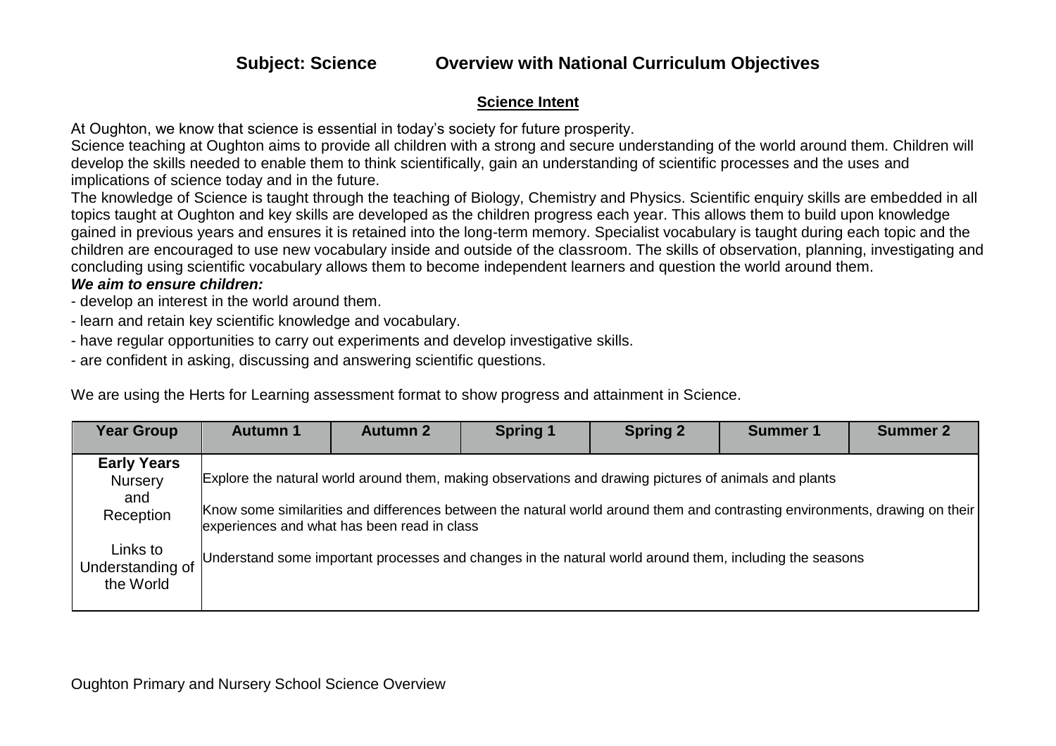# Subject: Science Overview with National Curriculum Objectives

## Science Intent

At Oughton, we know that science is essential in today's society for future prosperity.
Science teaching at Oughton aims to provide all children with a strong and secure understanding of the world around them. Children will develop the skills needed to enable them to think scientifically, gain an understanding of scientific processes and the uses and implications of science today and in the future.
The knowledge of Science is taught through the teaching of Biology, Chemistry and Physics. Scientific enquiry skills are embedded in all topics taught at Oughton and key skills are developed as the children progress each year. This allows them to build upon knowledge gained in previous years and ensures it is retained into the long-term memory. Specialist vocabulary is taught during each topic and the children are encouraged to use new vocabulary inside and outside of the classroom. The skills of observation, planning, investigating and concluding using scientific vocabulary allows them to become independent learners and question the world around them.

***We aim to ensure children:***

- develop an interest in the world around them.
- learn and retain key scientific knowledge and vocabulary.
- have regular opportunities to carry out experiments and develop investigative skills.
- are confident in asking, discussing and answering scientific questions.

We are using the Herts for Learning assessment format to show progress and attainment in Science.

| Year Group | Autumn 1 | Autumn 2 | Spring 1 | Spring 2 | Summer 1 | Summer 2 |
|---|---|---|---|---|---|---|
| **Early Years** Nursery and Reception<br><br>Links to Understanding of the World | Explore the natural world around them, making observations and drawing pictures of animals and plants<br><br>Know some similarities and differences between the natural world around them and contrasting environments, drawing on their experiences and what has been read in class<br><br>Understand some important processes and changes in the natural world around them, including the seasons | | | | | |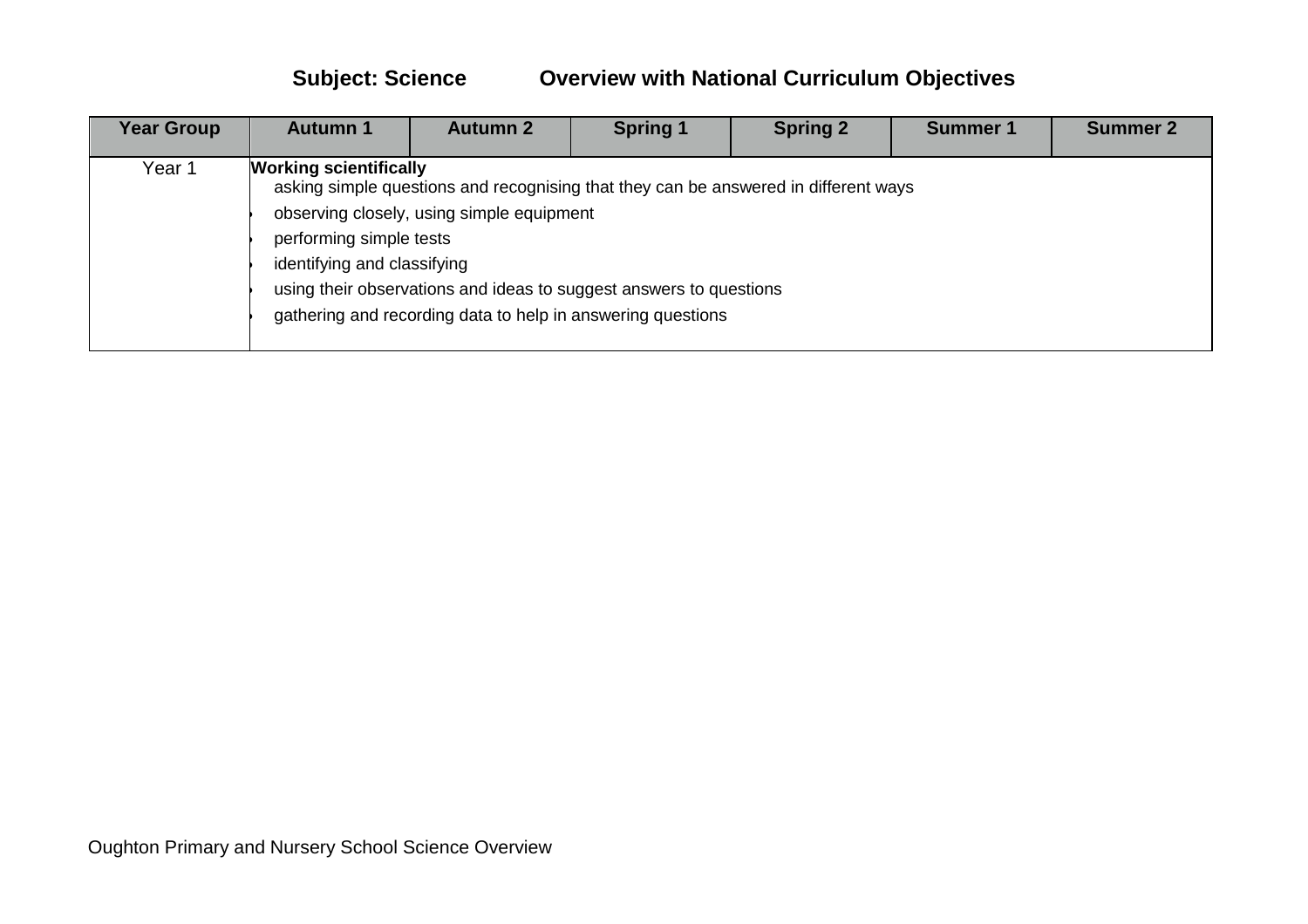**Subject: Science Overview with National Curriculum Objectives**

| Year Group | Autumn 1 | Autumn 2 | Spring 1 | Spring 2 | Summer 1 | Summer 2 |
|---|---|---|---|---|---|---|
| Year 1 | **Working scientifically**<br>• asking simple questions and recognising that they can be answered in different ways<br>• observing closely, using simple equipment<br>• performing simple tests<br>• identifying and classifying<br>• using their observations and ideas to suggest answers to questions<br>• gathering and recording data to help in answering questions | | | | | |

Oughton Primary and Nursery School Science Overview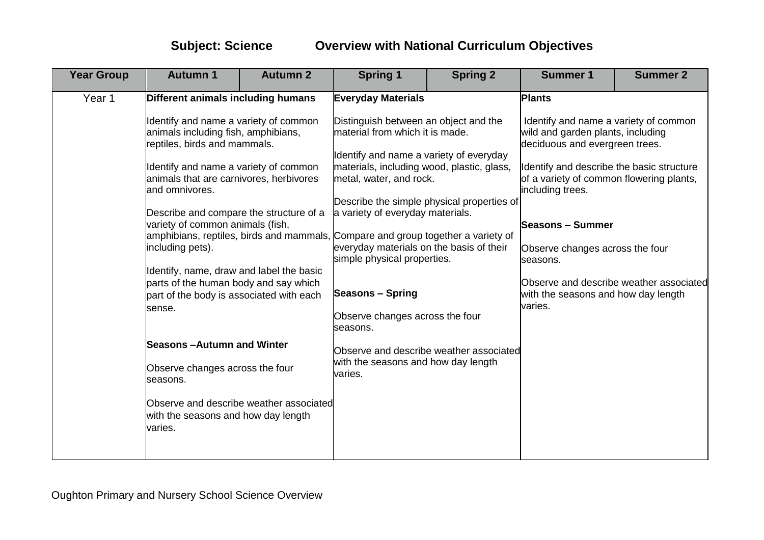# Subject: Science Overview with National Curriculum Objectives

| Year Group | Autumn 1 | Autumn 2 | Spring 1 | Spring 2 | Summer 1 | Summer 2 |
|---|---|---|---|---|---|---|
| Year 1 | **Different animals including humans**<br><br>Identify and name a variety of common animals including fish, amphibians, reptiles, birds and mammals.<br><br>Identify and name a variety of common animals that are carnivores, herbivores and omnivores.<br><br>Describe and compare the structure of a variety of common animals (fish, amphibians, reptiles, birds and mammals, including pets).<br><br>Identify, name, draw and label the basic parts of the human body and say which part of the body is associated with each sense.<br><br>**Seasons –Autumn and Winter**<br><br>Observe changes across the four seasons.<br><br>Observe and describe weather associated with the seasons and how day length varies. | | **Everyday Materials**<br><br>Distinguish between an object and the material from which it is made.<br><br>Identify and name a variety of everyday materials, including wood, plastic, glass, metal, water, and rock.<br><br>Describe the simple physical properties of a variety of everyday materials.<br><br>Compare and group together a variety of everyday materials on the basis of their simple physical properties.<br><br>**Seasons – Spring**<br><br>Observe changes across the four seasons.<br><br>Observe and describe weather associated with the seasons and how day length varies. | | **Plants**<br><br>Identify and name a variety of common wild and garden plants, including deciduous and evergreen trees.<br><br>Identify and describe the basic structure of a variety of common flowering plants, including trees.<br><br>**Seasons – Summer**<br><br>Observe changes across the four seasons.<br><br>Observe and describe weather associated with the seasons and how day length varies. | |

Oughton Primary and Nursery School Science Overview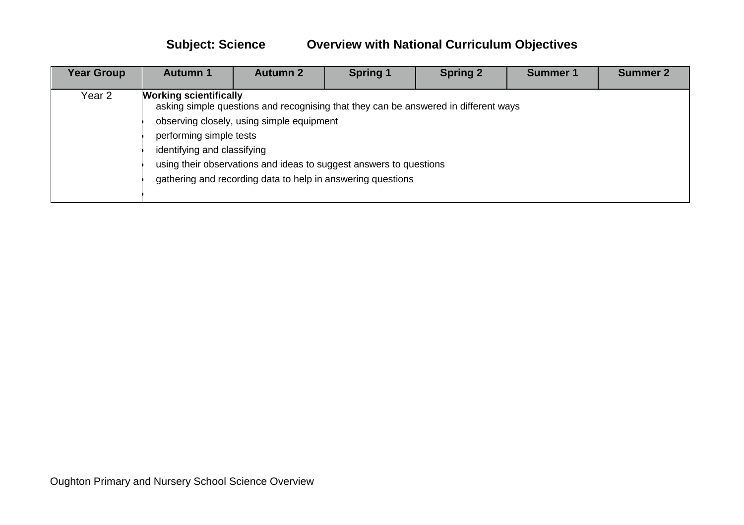**Subject: Science          Overview with National Curriculum Objectives**

| Year Group | Autumn 1 | Autumn 2 | Spring 1 | Spring 2 | Summer 1 | Summer 2 |
|---|---|---|---|---|---|---|
| Year 2 | **Working scientifically**<br>• asking simple questions and recognising that they can be answered in different ways<br>• observing closely, using simple equipment<br>• performing simple tests<br>• identifying and classifying<br>• using their observations and ideas to suggest answers to questions<br>• gathering and recording data to help in answering questions | | | | | |

Oughton Primary and Nursery School Science Overview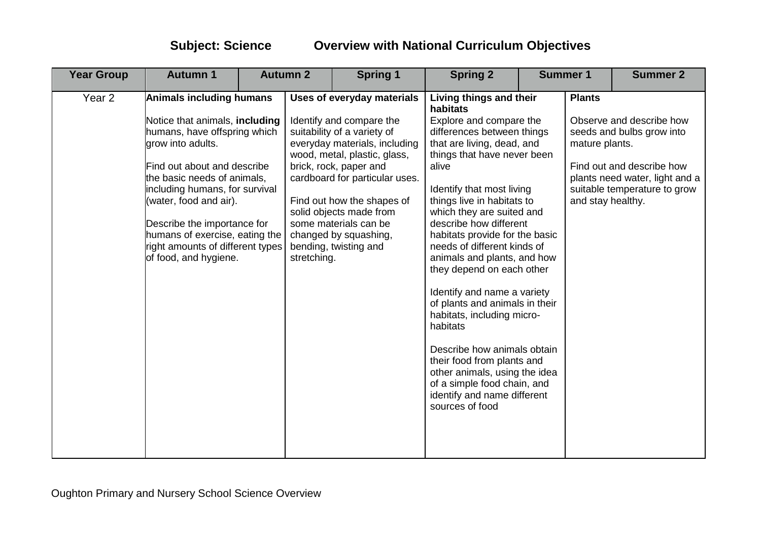# Subject: Science Overview with National Curriculum Objectives

| Year Group | Autumn 1 | Autumn 2 | Spring 1 | Spring 2 | Summer 1 | Summer 2 |
|---|---|---|---|---|---|---|
| Year 2 | **Animals including humans**<br><br>Notice that animals, **including** humans, have offspring which grow into adults.<br><br>Find out about and describe the basic needs of animals, including humans, for survival (water, food and air).<br><br>Describe the importance for humans of exercise, eating the right amounts of different types of food, and hygiene. | | **Uses of everyday materials**<br><br>Identify and compare the suitability of a variety of everyday materials, including wood, metal, plastic, glass, brick, rock, paper and cardboard for particular uses.<br><br>Find out how the shapes of solid objects made from some materials can be changed by squashing, bending, twisting and stretching. | **Living things and their habitats**<br>Explore and compare the differences between things that are living, dead, and things that have never been alive<br><br>Identify that most living things live in habitats to which they are suited and describe how different habitats provide for the basic needs of different kinds of animals and plants, and how they depend on each other<br><br>Identify and name a variety of plants and animals in their habitats, including micro-habitats<br><br>Describe how animals obtain their food from plants and other animals, using the idea of a simple food chain, and identify and name different sources of food | | **Plants**<br><br>Observe and describe how seeds and bulbs grow into mature plants.<br><br>Find out and describe how plants need water, light and a suitable temperature to grow and stay healthy. |

Oughton Primary and Nursery School Science Overview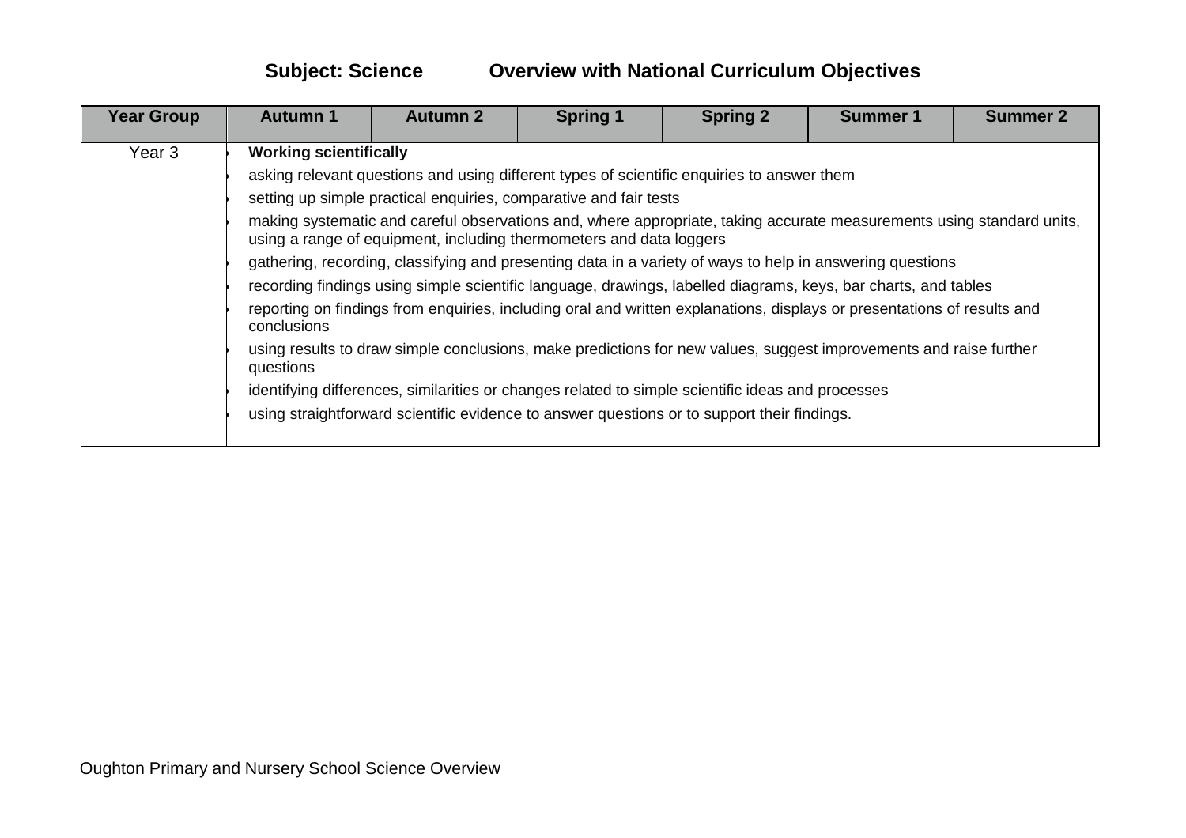**Subject: Science Overview with National Curriculum Objectives**

| Year Group | Autumn 1 | Autumn 2 | Spring 1 | Spring 2 | Summer 1 | Summer 2 |
|---|---|---|---|---|---|---|
| Year 3 | **Working scientifically**<br>• asking relevant questions and using different types of scientific enquiries to answer them<br>• setting up simple practical enquiries, comparative and fair tests<br>• making systematic and careful observations and, where appropriate, taking accurate measurements using standard units, using a range of equipment, including thermometers and data loggers<br>• gathering, recording, classifying and presenting data in a variety of ways to help in answering questions<br>• recording findings using simple scientific language, drawings, labelled diagrams, keys, bar charts, and tables<br>• reporting on findings from enquiries, including oral and written explanations, displays or presentations of results and conclusions<br>• using results to draw simple conclusions, make predictions for new values, suggest improvements and raise further questions<br>• identifying differences, similarities or changes related to simple scientific ideas and processes<br>• using straightforward scientific evidence to answer questions or to support their findings. | | | | | |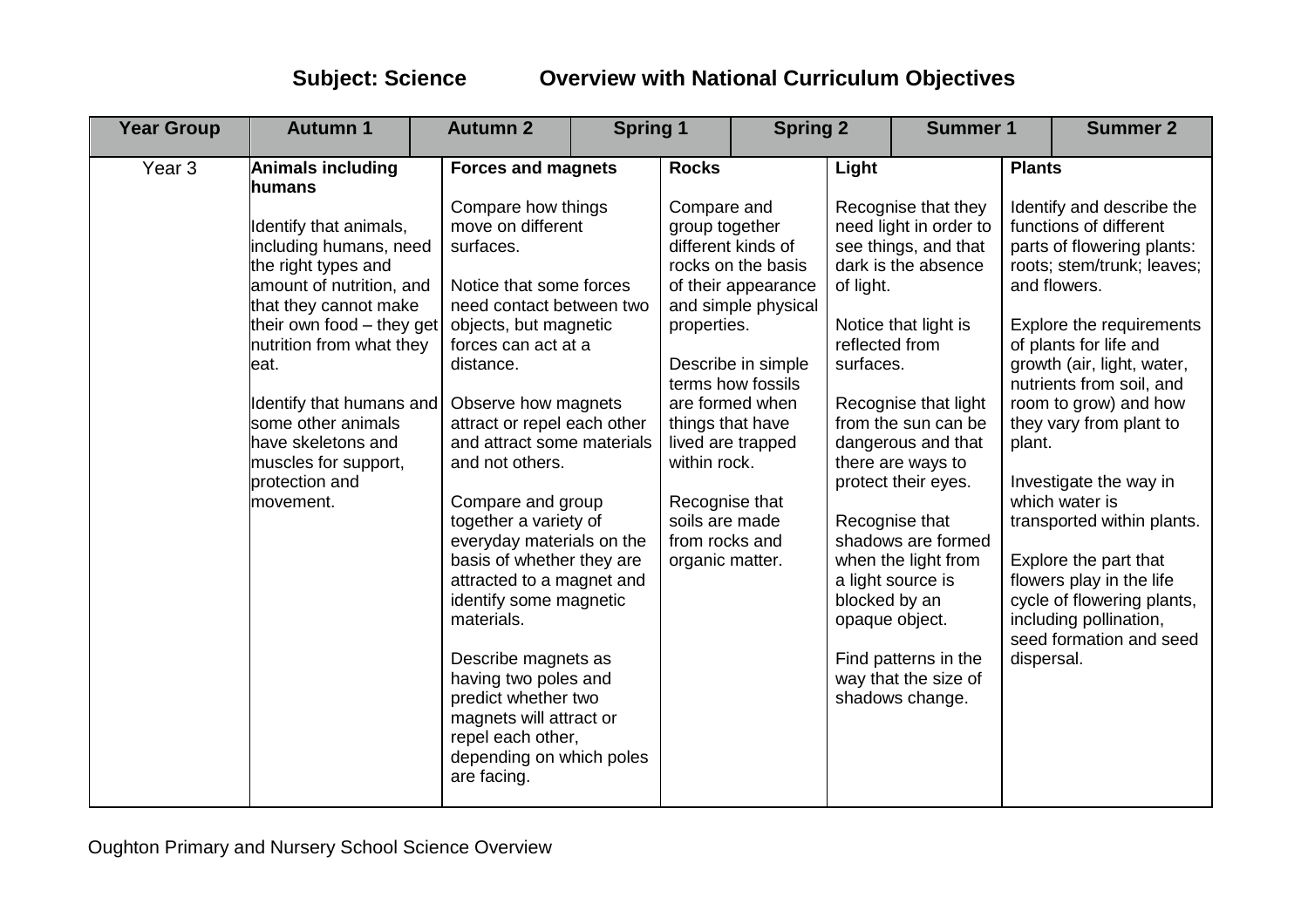# Subject: Science Overview with National Curriculum Objectives

| Year Group | Autumn 1 | Autumn 2 | Spring 1 | Spring 2 | Summer 1 | Summer 2 |
|---|---|---|---|---|---|---|
| Year 3 | **Animals including humans**<br><br>Identify that animals, including humans, need the right types and amount of nutrition, and that they cannot make their own food – they get nutrition from what they eat.<br><br>Identify that humans and some other animals have skeletons and muscles for support, protection and movement. | **Forces and magnets**<br><br>Compare how things move on different surfaces.<br><br>Notice that some forces need contact between two objects, but magnetic forces can act at a distance.<br><br>Observe how magnets attract or repel each other and attract some materials and not others.<br><br>Compare and group together a variety of everyday materials on the basis of whether they are attracted to a magnet and identify some magnetic materials.<br><br>Describe magnets as having two poles and predict whether two magnets will attract or repel each other, depending on which poles are facing. | **Rocks**<br><br>Compare and group together different kinds of rocks on the basis of their appearance and simple physical properties.<br><br>Describe in simple terms how fossils are formed when things that have lived are trapped within rock.<br><br>Recognise that soils are made from rocks and organic matter. | **Light**<br><br>Recognise that they need light in order to see things, and that dark is the absence of light.<br><br>Notice that light is reflected from surfaces.<br><br>Recognise that light from the sun can be dangerous and that there are ways to protect their eyes.<br><br>Recognise that shadows are formed when the light from a light source is blocked by an opaque object.<br><br>Find patterns in the way that the size of shadows change. | **Plants**<br><br>Identify and describe the functions of different parts of flowering plants: roots; stem/trunk; leaves; and flowers.<br><br>Explore the requirements of plants for life and growth (air, light, water, nutrients from soil, and room to grow) and how they vary from plant to plant.<br><br>Investigate the way in which water is transported within plants.<br><br>Explore the part that flowers play in the life cycle of flowering plants, including pollination, seed formation and seed dispersal. | |

Oughton Primary and Nursery School Science Overview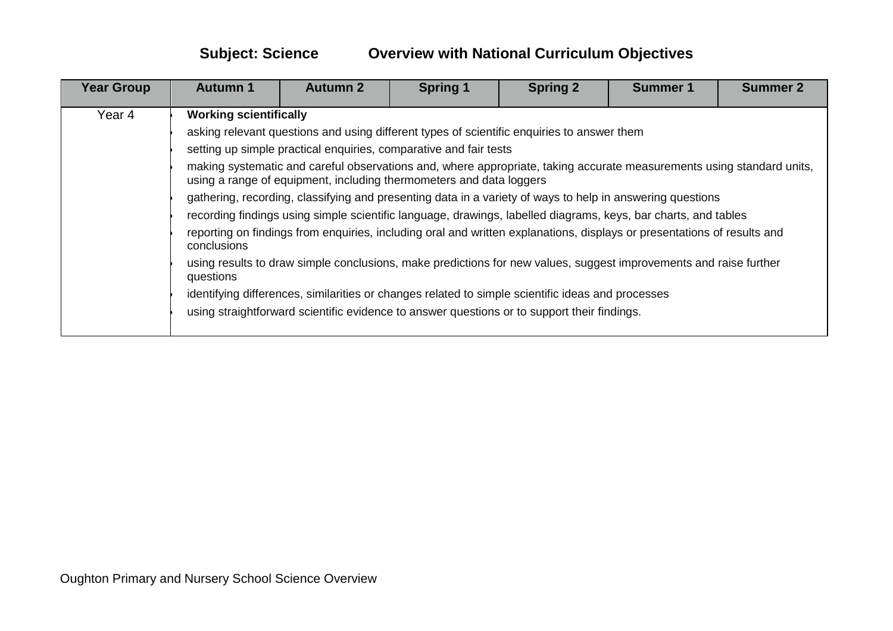**Subject: Science Overview with National Curriculum Objectives**

| Year Group | Autumn 1 | Autumn 2 | Spring 1 | Spring 2 | Summer 1 | Summer 2 |
|---|---|---|---|---|---|---|
| Year 4 | **Working scientifically**<br>• asking relevant questions and using different types of scientific enquiries to answer them<br>• setting up simple practical enquiries, comparative and fair tests<br>• making systematic and careful observations and, where appropriate, taking accurate measurements using standard units, using a range of equipment, including thermometers and data loggers<br>• gathering, recording, classifying and presenting data in a variety of ways to help in answering questions<br>• recording findings using simple scientific language, drawings, labelled diagrams, keys, bar charts, and tables<br>• reporting on findings from enquiries, including oral and written explanations, displays or presentations of results and conclusions<br>• using results to draw simple conclusions, make predictions for new values, suggest improvements and raise further questions<br>• identifying differences, similarities or changes related to simple scientific ideas and processes<br>• using straightforward scientific evidence to answer questions or to support their findings. | | | | | |

Oughton Primary and Nursery School Science Overview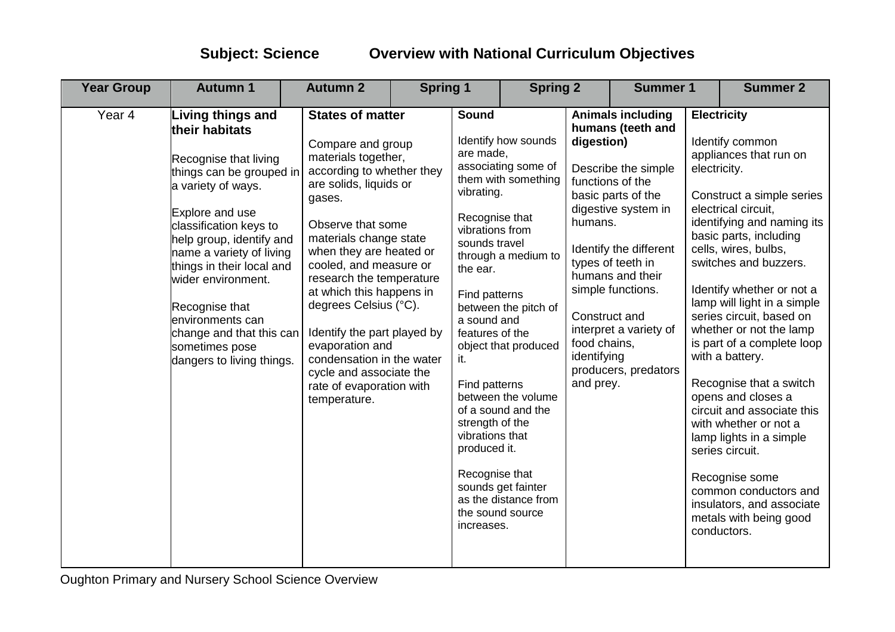# Subject: Science Overview with National Curriculum Objectives

| Year Group | Autumn 1 | Autumn 2 | Spring 1 | Spring 2 | Summer 1 | Summer 2 |
|---|---|---|---|---|---|---|
| Year 4 | **Living things and their habitats**<br><br>Recognise that living things can be grouped in a variety of ways.<br><br>Explore and use classification keys to help group, identify and name a variety of living things in their local and wider environment.<br><br>Recognise that environments can change and that this can sometimes pose dangers to living things. | **States of matter**<br><br>Compare and group materials together, according to whether they are solids, liquids or gases.<br><br>Observe that some materials change state when they are heated or cooled, and measure or research the temperature at which this happens in degrees Celsius (°C).<br><br>Identify the part played by evaporation and condensation in the water cycle and associate the rate of evaporation with temperature. | **Sound**<br><br>Identify how sounds are made, associating some of them with something vibrating.<br><br>Recognise that vibrations from sounds travel through a medium to the ear.<br><br>Find patterns between the pitch of a sound and features of the object that produced it.<br><br>Find patterns between the volume of a sound and the strength of the vibrations that produced it.<br><br>Recognise that sounds get fainter as the distance from the sound source increases. | **Animals including humans (teeth and digestion)**<br><br>Describe the simple functions of the basic parts of the digestive system in humans.<br><br>Identify the different types of teeth in humans and their simple functions.<br><br>Construct and interpret a variety of food chains, identifying producers, predators and prey. | **Electricity**<br><br>Identify common appliances that run on electricity.<br><br>Construct a simple series electrical circuit, identifying and naming its basic parts, including cells, wires, bulbs, switches and buzzers.<br><br>Identify whether or not a lamp will light in a simple series circuit, based on whether or not the lamp is part of a complete loop with a battery.<br><br>Recognise that a switch opens and closes a circuit and associate this with whether or not a lamp lights in a simple series circuit.<br><br>Recognise some common conductors and insulators, and associate metals with being good conductors. | |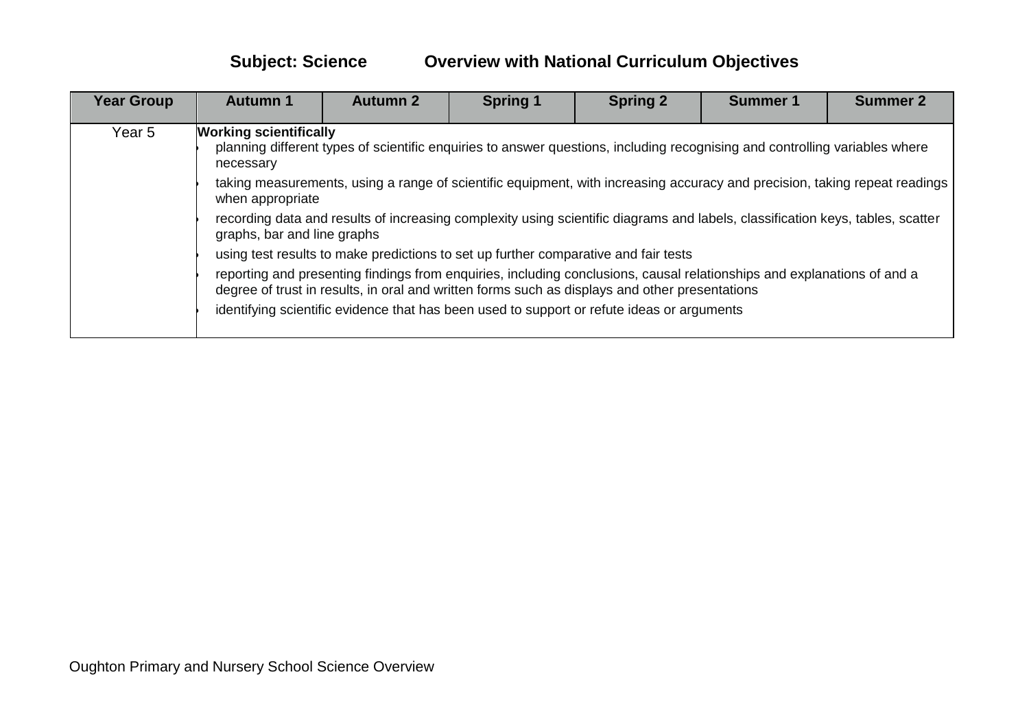**Subject: Science  Overview with National Curriculum Objectives**

| Year Group | Autumn 1 | Autumn 2 | Spring 1 | Spring 2 | Summer 1 | Summer 2 |
| --- | --- | --- | --- | --- | --- | --- |
| Year 5 | **Working scientifically**<br>• planning different types of scientific enquiries to answer questions, including recognising and controlling variables where necessary<br>• taking measurements, using a range of scientific equipment, with increasing accuracy and precision, taking repeat readings when appropriate<br>• recording data and results of increasing complexity using scientific diagrams and labels, classification keys, tables, scatter graphs, bar and line graphs<br>• using test results to make predictions to set up further comparative and fair tests<br>• reporting and presenting findings from enquiries, including conclusions, causal relationships and explanations of and a degree of trust in results, in oral and written forms such as displays and other presentations<br>• identifying scientific evidence that has been used to support or refute ideas or arguments | | | | | |

Oughton Primary and Nursery School Science Overview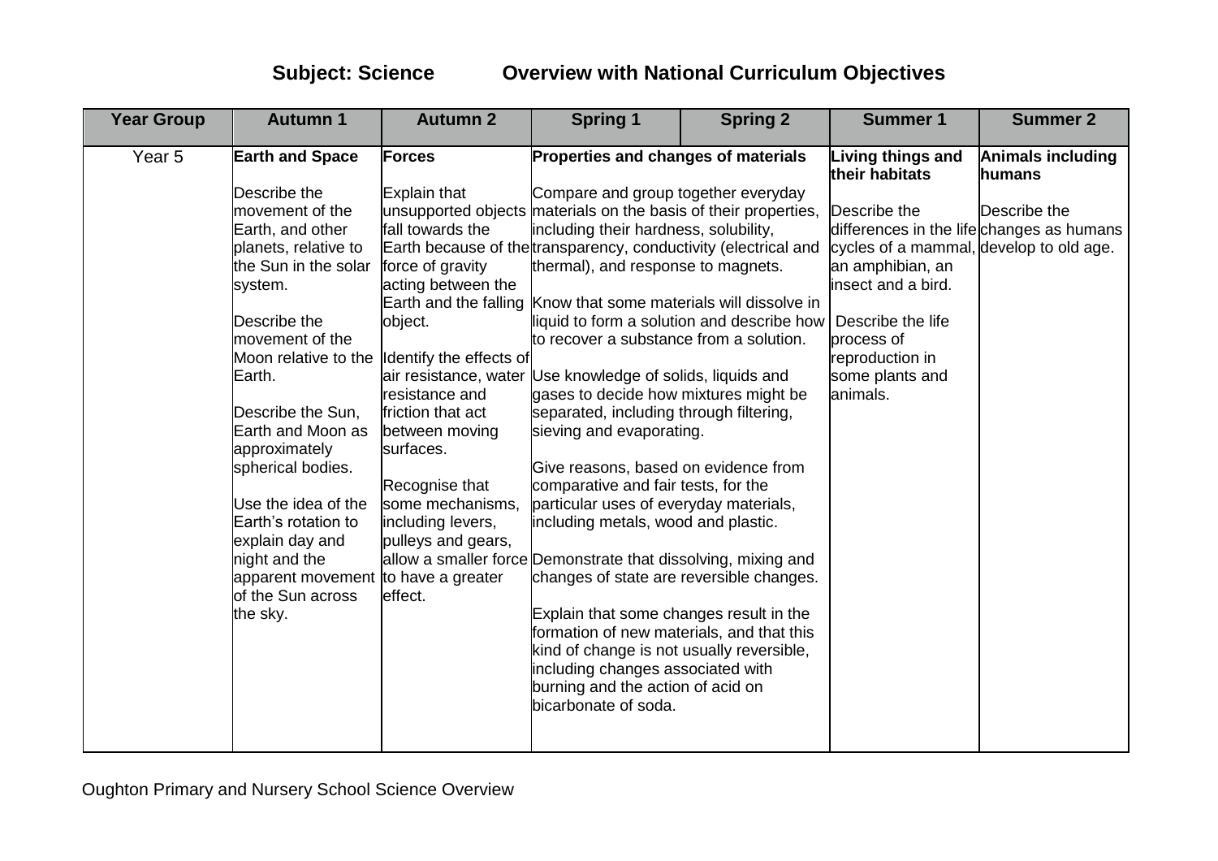# Subject: Science Overview with National Curriculum Objectives

| Year Group | Autumn 1 | Autumn 2 | Spring 1 | Spring 2 | Summer 1 | Summer 2 |
|---|---|---|---|---|---|---|
| Year 5 | **Earth and Space**<br><br>Describe the movement of the Earth, and other planets, relative to the Sun in the solar system.<br><br>Describe the movement of the Moon relative to the Earth.<br><br>Describe the Sun, Earth and Moon as approximately spherical bodies.<br><br>Use the idea of the Earth's rotation to explain day and night and the apparent movement of the Sun across the sky. | **Forces**<br><br>Explain that unsupported objects fall towards the Earth because of the force of gravity acting between the Earth and the falling object.<br><br>Identify the effects of air resistance, water resistance and friction that act between moving surfaces.<br><br>Recognise that some mechanisms, including levers, pulleys and gears, allow a smaller force to have a greater effect. | **Properties and changes of materials**<br><br>Compare and group together everyday materials on the basis of their properties, including their hardness, solubility, transparency, conductivity (electrical and thermal), and response to magnets.<br><br>Know that some materials will dissolve in liquid to form a solution and describe how to recover a substance from a solution.<br><br>Use knowledge of solids, liquids and gases to decide how mixtures might be separated, including through filtering, sieving and evaporating.<br><br>Give reasons, based on evidence from comparative and fair tests, for the particular uses of everyday materials, including metals, wood and plastic.<br><br>Demonstrate that dissolving, mixing and changes of state are reversible changes.<br><br>Explain that some changes result in the formation of new materials, and that this kind of change is not usually reversible, including changes associated with burning and the action of acid on bicarbonate of soda. | | **Living things and their habitats**<br><br>Describe the differences in the life cycles of a mammal, an amphibian, an insect and a bird.<br><br>Describe the life process of reproduction in some plants and animals. | **Animals including humans**<br><br>Describe the changes as humans develop to old age. |

Oughton Primary and Nursery School Science Overview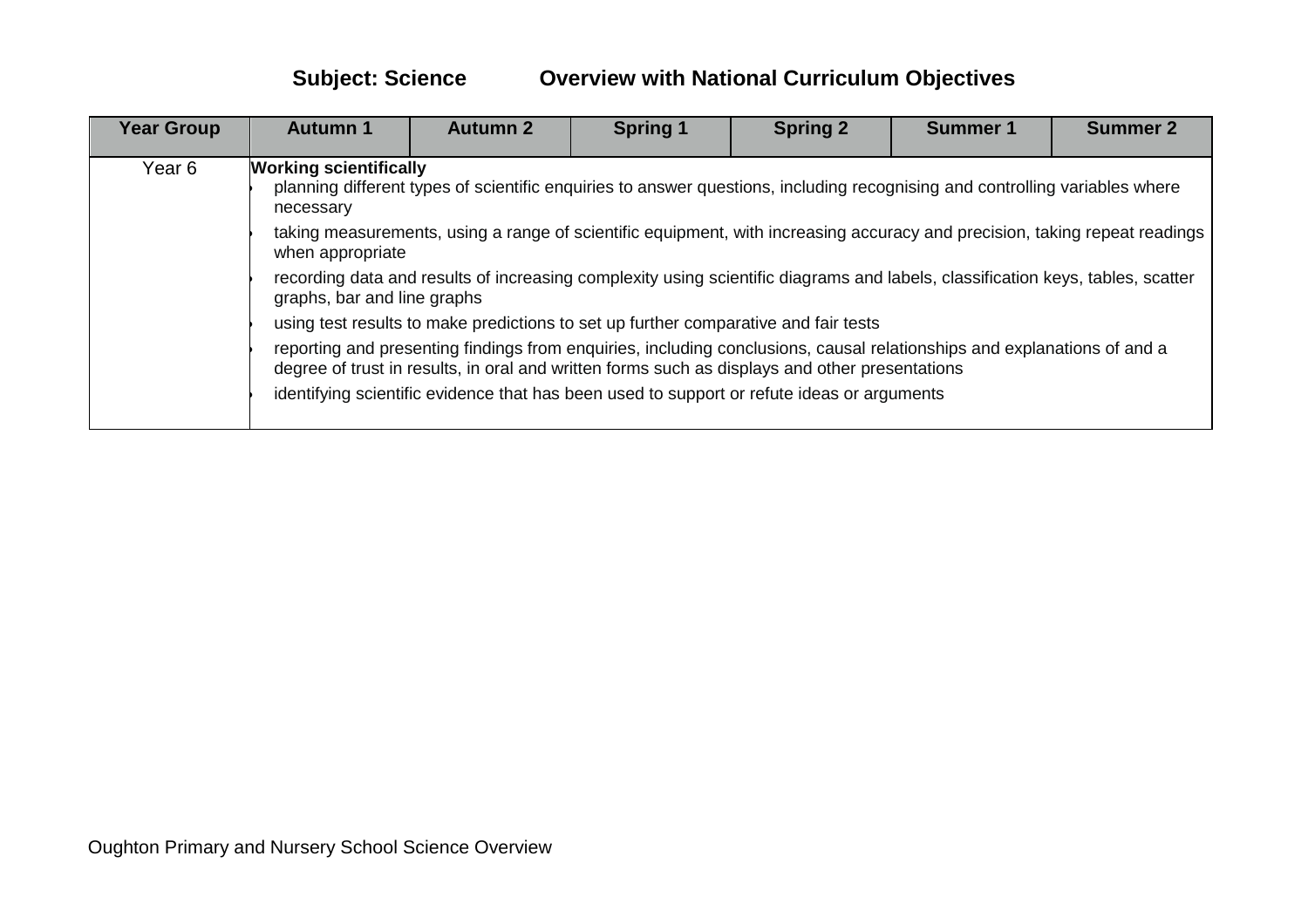**Subject: Science          Overview with National Curriculum Objectives**

| Year Group | Autumn 1 | Autumn 2 | Spring 1 | Spring 2 | Summer 1 | Summer 2 |
|---|---|---|---|---|---|---|
| Year 6 | **Working scientifically**<br>• planning different types of scientific enquiries to answer questions, including recognising and controlling variables where necessary<br>• taking measurements, using a range of scientific equipment, with increasing accuracy and precision, taking repeat readings when appropriate<br>• recording data and results of increasing complexity using scientific diagrams and labels, classification keys, tables, scatter graphs, bar and line graphs<br>• using test results to make predictions to set up further comparative and fair tests<br>• reporting and presenting findings from enquiries, including conclusions, causal relationships and explanations of and a degree of trust in results, in oral and written forms such as displays and other presentations<br>• identifying scientific evidence that has been used to support or refute ideas or arguments | | | | | |

Oughton Primary and Nursery School Science Overview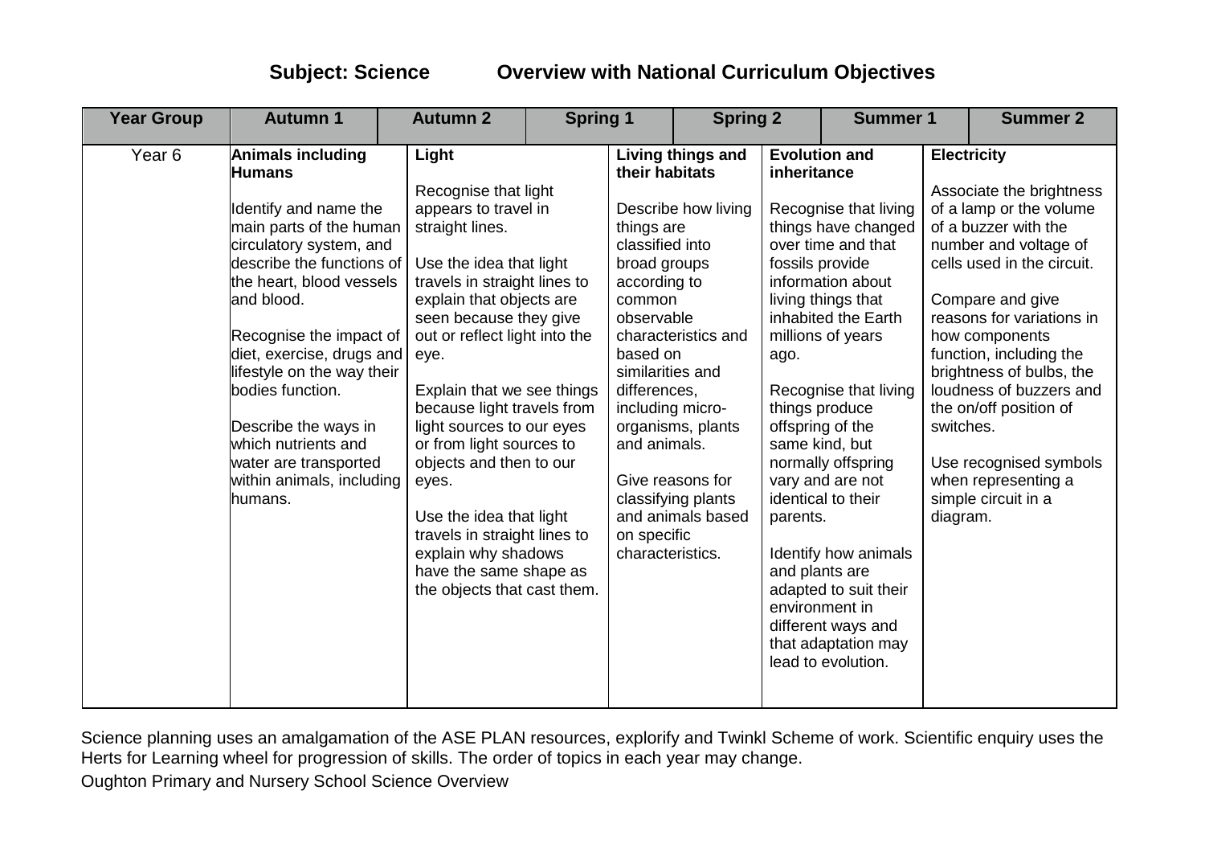**Subject: Science Overview with National Curriculum Objectives**

| Year Group | Autumn 1 | Autumn 2 | Spring 1 | Spring 2 | Summer 1 | Summer 2 |
|---|---|---|---|---|---|---|
| Year 6 | **Animals including Humans**<br><br>Identify and name the main parts of the human circulatory system, and describe the functions of the heart, blood vessels and blood.<br><br>Recognise the impact of diet, exercise, drugs and lifestyle on the way their bodies function.<br><br>Describe the ways in which nutrients and water are transported within animals, including humans. | **Light**<br><br>Recognise that light appears to travel in straight lines.<br><br>Use the idea that light travels in straight lines to explain that objects are seen because they give out or reflect light into the eye.<br><br>Explain that we see things because light travels from light sources to our eyes or from light sources to objects and then to our eyes.<br><br>Use the idea that light travels in straight lines to explain why shadows have the same shape as the objects that cast them. | **Living things and their habitats**<br><br>Describe how living things are classified into broad groups according to common observable characteristics and based on similarities and differences, including micro-organisms, plants and animals.<br><br>Give reasons for classifying plants and animals based on specific characteristics. | **Evolution and inheritance**<br><br>Recognise that living things have changed over time and that fossils provide information about living things that inhabited the Earth millions of years ago.<br><br>Recognise that living things produce offspring of the same kind, but normally offspring vary and are not identical to their parents.<br><br>Identify how animals and plants are adapted to suit their environment in different ways and that adaptation may lead to evolution. | **Electricity**<br><br>Associate the brightness of a lamp or the volume of a buzzer with the number and voltage of cells used in the circuit.<br><br>Compare and give reasons for variations in how components function, including the brightness of bulbs, the loudness of buzzers and the on/off position of switches.<br><br>Use recognised symbols when representing a simple circuit in a diagram. | |

Science planning uses an amalgamation of the ASE PLAN resources, explorify and Twinkl Scheme of work. Scientific enquiry uses the Herts for Learning wheel for progression of skills. The order of topics in each year may change.

Oughton Primary and Nursery School Science Overview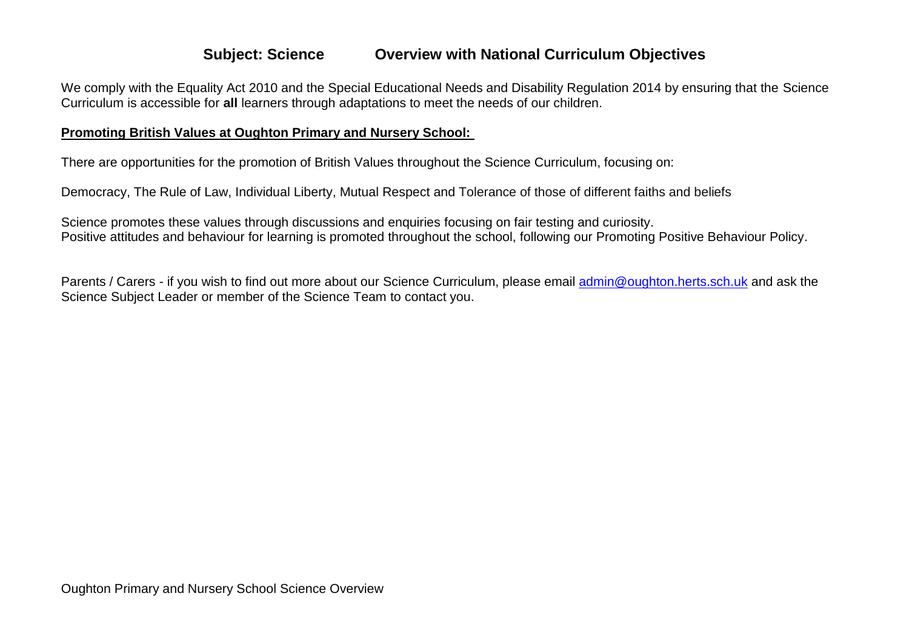# Subject: Science Overview with National Curriculum Objectives

We comply with the Equality Act 2010 and the Special Educational Needs and Disability Regulation 2014 by ensuring that the Science Curriculum is accessible for **all** learners through adaptations to meet the needs of our children.

**Promoting British Values at Oughton Primary and Nursery School:**

There are opportunities for the promotion of British Values throughout the Science Curriculum, focusing on:

Democracy, The Rule of Law, Individual Liberty, Mutual Respect and Tolerance of those of different faiths and beliefs

Science promotes these values through discussions and enquiries focusing on fair testing and curiosity.
Positive attitudes and behaviour for learning is promoted throughout the school, following our Promoting Positive Behaviour Policy.

Parents / Carers - if you wish to find out more about our Science Curriculum, please email admin@oughton.herts.sch.uk and ask the Science Subject Leader or member of the Science Team to contact you.